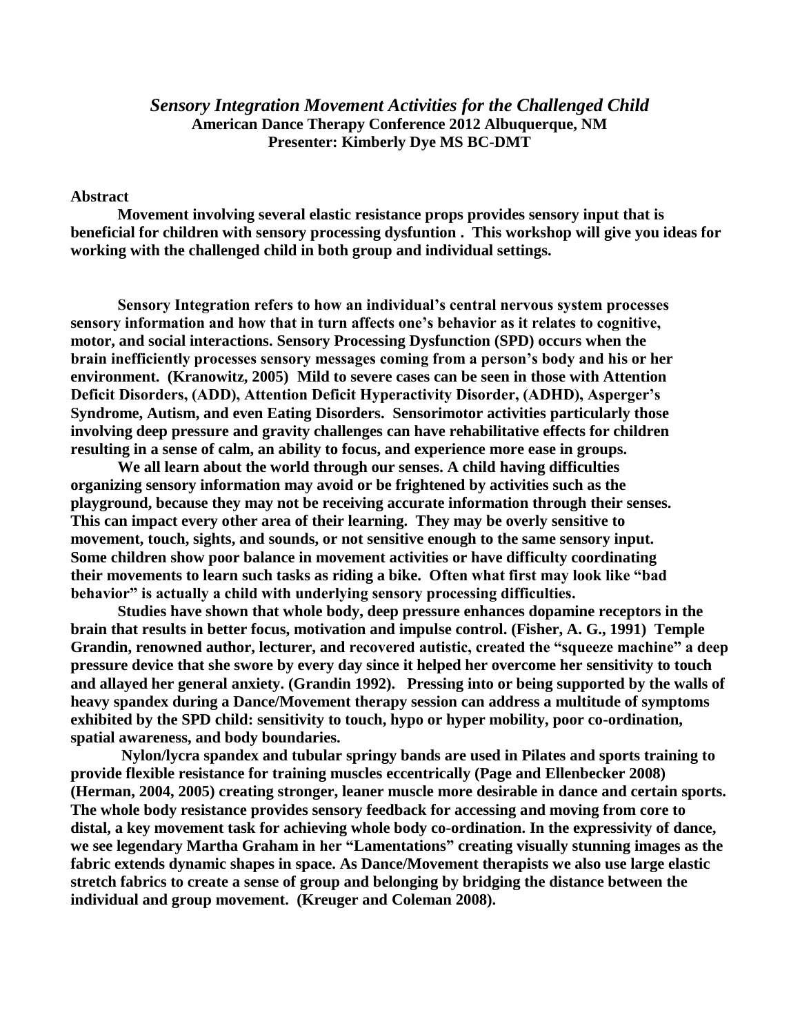# *Sensory Integration Movement Activities for the Challenged Child*

**American Dance Therapy Conference 2012 Albuquerque, NM**
**Presenter: Kimberly Dye MS BC-DMT**

## Abstract

**Movement involving several elastic resistance props provides sensory input that is beneficial for children with sensory processing dysfuntion . This workshop will give you ideas for working with the challenged child in both group and individual settings.**

**Sensory Integration refers to how an individual's central nervous system processes sensory information and how that in turn affects one's behavior as it relates to cognitive, motor, and social interactions. Sensory Processing Dysfunction (SPD) occurs when the brain inefficiently processes sensory messages coming from a person's body and his or her environment. (Kranowitz, 2005) Mild to severe cases can be seen in those with Attention Deficit Disorders, (ADD), Attention Deficit Hyperactivity Disorder, (ADHD), Asperger's Syndrome, Autism, and even Eating Disorders. Sensorimotor activities particularly those involving deep pressure and gravity challenges can have rehabilitative effects for children resulting in a sense of calm, an ability to focus, and experience more ease in groups.**

**We all learn about the world through our senses. A child having difficulties organizing sensory information may avoid or be frightened by activities such as the playground, because they may not be receiving accurate information through their senses. This can impact every other area of their learning. They may be overly sensitive to movement, touch, sights, and sounds, or not sensitive enough to the same sensory input. Some children show poor balance in movement activities or have difficulty coordinating their movements to learn such tasks as riding a bike. Often what first may look like "bad behavior" is actually a child with underlying sensory processing difficulties.**

**Studies have shown that whole body, deep pressure enhances dopamine receptors in the brain that results in better focus, motivation and impulse control. (Fisher, A. G., 1991) Temple Grandin, renowned author, lecturer, and recovered autistic, created the "squeeze machine" a deep pressure device that she swore by every day since it helped her overcome her sensitivity to touch and allayed her general anxiety. (Grandin 1992). Pressing into or being supported by the walls of heavy spandex during a Dance/Movement therapy session can address a multitude of symptoms exhibited by the SPD child: sensitivity to touch, hypo or hyper mobility, poor co-ordination, spatial awareness, and body boundaries.**

**Nylon/lycra spandex and tubular springy bands are used in Pilates and sports training to provide flexible resistance for training muscles eccentrically (Page and Ellenbecker 2008) (Herman, 2004, 2005) creating stronger, leaner muscle more desirable in dance and certain sports. The whole body resistance provides sensory feedback for accessing and moving from core to distal, a key movement task for achieving whole body co-ordination. In the expressivity of dance, we see legendary Martha Graham in her "Lamentations" creating visually stunning images as the fabric extends dynamic shapes in space. As Dance/Movement therapists we also use large elastic stretch fabrics to create a sense of group and belonging by bridging the distance between the individual and group movement. (Kreuger and Coleman 2008).**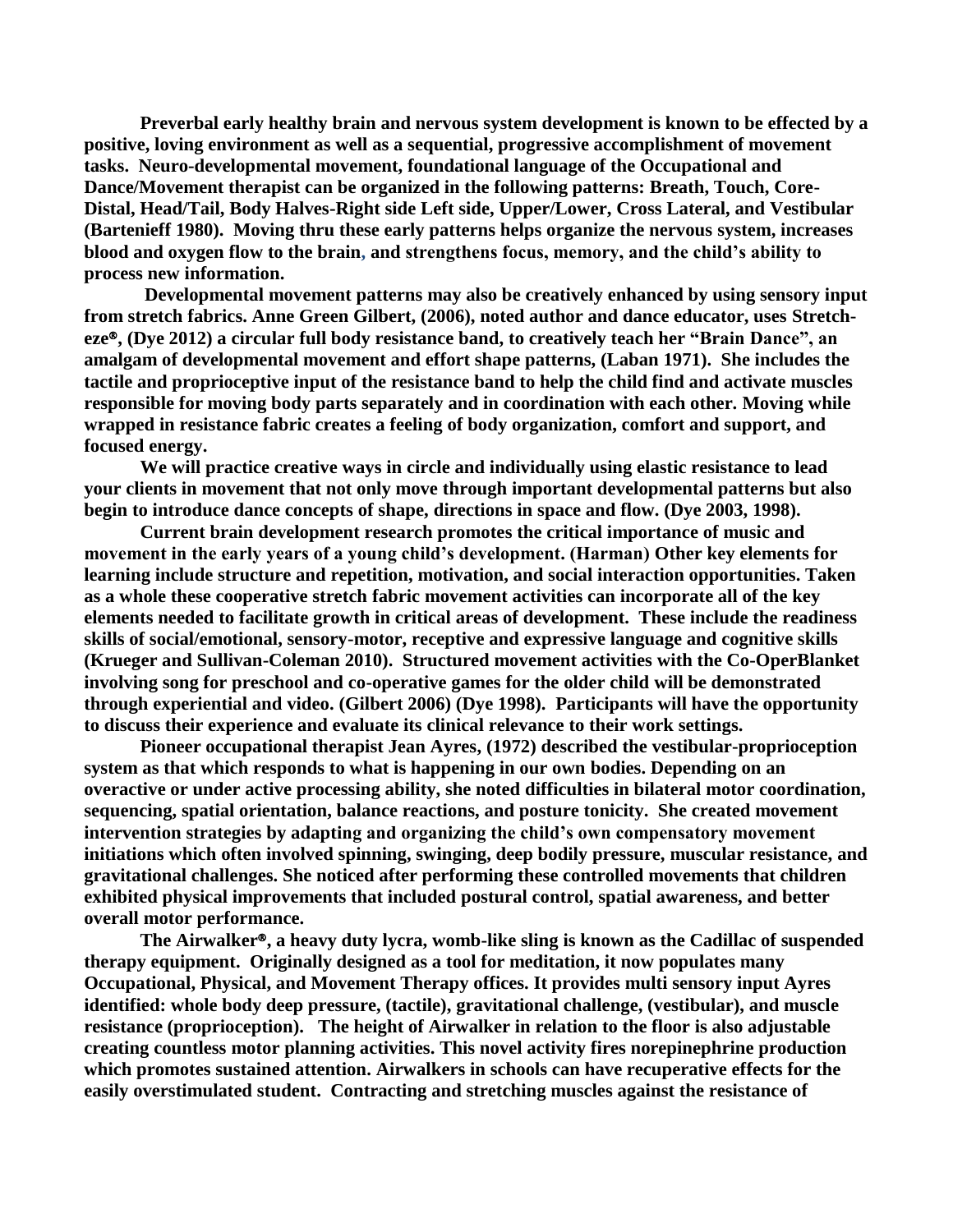**Preverbal early healthy brain and nervous system development is known to be effected by a positive, loving environment as well as a sequential, progressive accomplishment of movement tasks. Neuro-developmental movement, foundational language of the Occupational and Dance/Movement therapist can be organized in the following patterns: Breath, Touch, Core-Distal, Head/Tail, Body Halves-Right side Left side, Upper/Lower, Cross Lateral, and Vestibular (Bartenieff 1980). Moving thru these early patterns helps organize the nervous system, increases blood and oxygen flow to the brain, and strengthens focus, memory, and the child's ability to process new information.**

**Developmental movement patterns may also be creatively enhanced by using sensory input from stretch fabrics. Anne Green Gilbert, (2006), noted author and dance educator, uses Stretch-eze®, (Dye 2012) a circular full body resistance band, to creatively teach her "Brain Dance", an amalgam of developmental movement and effort shape patterns, (Laban 1971). She includes the tactile and proprioceptive input of the resistance band to help the child find and activate muscles responsible for moving body parts separately and in coordination with each other. Moving while wrapped in resistance fabric creates a feeling of body organization, comfort and support, and focused energy.**

**We will practice creative ways in circle and individually using elastic resistance to lead your clients in movement that not only move through important developmental patterns but also begin to introduce dance concepts of shape, directions in space and flow. (Dye 2003, 1998).**

**Current brain development research promotes the critical importance of music and movement in the early years of a young child's development. (Harman) Other key elements for learning include structure and repetition, motivation, and social interaction opportunities. Taken as a whole these cooperative stretch fabric movement activities can incorporate all of the key elements needed to facilitate growth in critical areas of development. These include the readiness skills of social/emotional, sensory-motor, receptive and expressive language and cognitive skills (Krueger and Sullivan-Coleman 2010). Structured movement activities with the Co-OperBlanket involving song for preschool and co-operative games for the older child will be demonstrated through experiential and video. (Gilbert 2006) (Dye 1998). Participants will have the opportunity to discuss their experience and evaluate its clinical relevance to their work settings.**

**Pioneer occupational therapist Jean Ayres, (1972) described the vestibular-proprioception system as that which responds to what is happening in our own bodies. Depending on an overactive or under active processing ability, she noted difficulties in bilateral motor coordination, sequencing, spatial orientation, balance reactions, and posture tonicity. She created movement intervention strategies by adapting and organizing the child's own compensatory movement initiations which often involved spinning, swinging, deep bodily pressure, muscular resistance, and gravitational challenges. She noticed after performing these controlled movements that children exhibited physical improvements that included postural control, spatial awareness, and better overall motor performance.**

**The Airwalker®, a heavy duty lycra, womb-like sling is known as the Cadillac of suspended therapy equipment. Originally designed as a tool for meditation, it now populates many Occupational, Physical, and Movement Therapy offices. It provides multi sensory input Ayres identified: whole body deep pressure, (tactile), gravitational challenge, (vestibular), and muscle resistance (proprioception). The height of Airwalker in relation to the floor is also adjustable creating countless motor planning activities. This novel activity fires norepinephrine production which promotes sustained attention. Airwalkers in schools can have recuperative effects for the easily overstimulated student. Contracting and stretching muscles against the resistance of**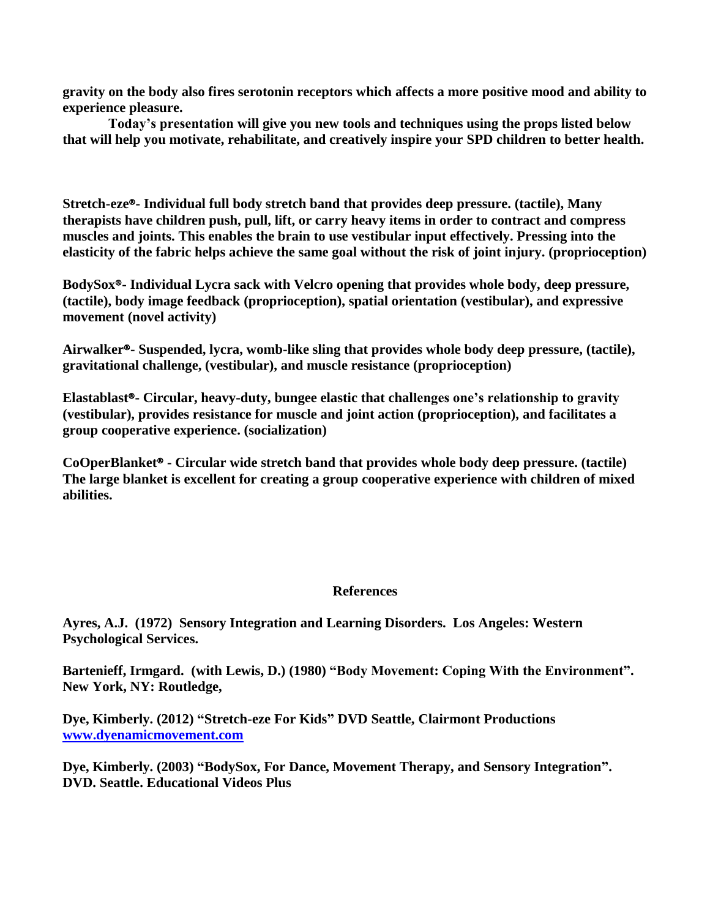**gravity on the body also fires serotonin receptors which affects a more positive mood and ability to experience pleasure.**

**Today's presentation will give you new tools and techniques using the props listed below that will help you motivate, rehabilitate, and creatively inspire your SPD children to better health.**

**Stretch-eze®- Individual full body stretch band that provides deep pressure. (tactile), Many therapists have children push, pull, lift, or carry heavy items in order to contract and compress muscles and joints. This enables the brain to use vestibular input effectively. Pressing into the elasticity of the fabric helps achieve the same goal without the risk of joint injury. (proprioception)**

**BodySox®- Individual Lycra sack with Velcro opening that provides whole body, deep pressure, (tactile), body image feedback (proprioception), spatial orientation (vestibular), and expressive movement (novel activity)**

**Airwalker®- Suspended, lycra, womb-like sling that provides whole body deep pressure, (tactile), gravitational challenge, (vestibular), and muscle resistance (proprioception)**

**Elastablast®- Circular, heavy-duty, bungee elastic that challenges one's relationship to gravity (vestibular), provides resistance for muscle and joint action (proprioception), and facilitates a group cooperative experience. (socialization)**

**CoOperBlanket® - Circular wide stretch band that provides whole body deep pressure. (tactile) The large blanket is excellent for creating a group cooperative experience with children of mixed abilities.**

## References

**Ayres, A.J. (1972) Sensory Integration and Learning Disorders. Los Angeles: Western Psychological Services.**

**Bartenieff, Irmgard. (with Lewis, D.) (1980) "Body Movement: Coping With the Environment". New York, NY: Routledge,**

**Dye, Kimberly. (2012) "Stretch-eze For Kids" DVD Seattle, Clairmont Productions [www.dyenamicmovement.com](http://www.dyenamicmovement.com)**

**Dye, Kimberly. (2003) "BodySox, For Dance, Movement Therapy, and Sensory Integration". DVD. Seattle. Educational Videos Plus**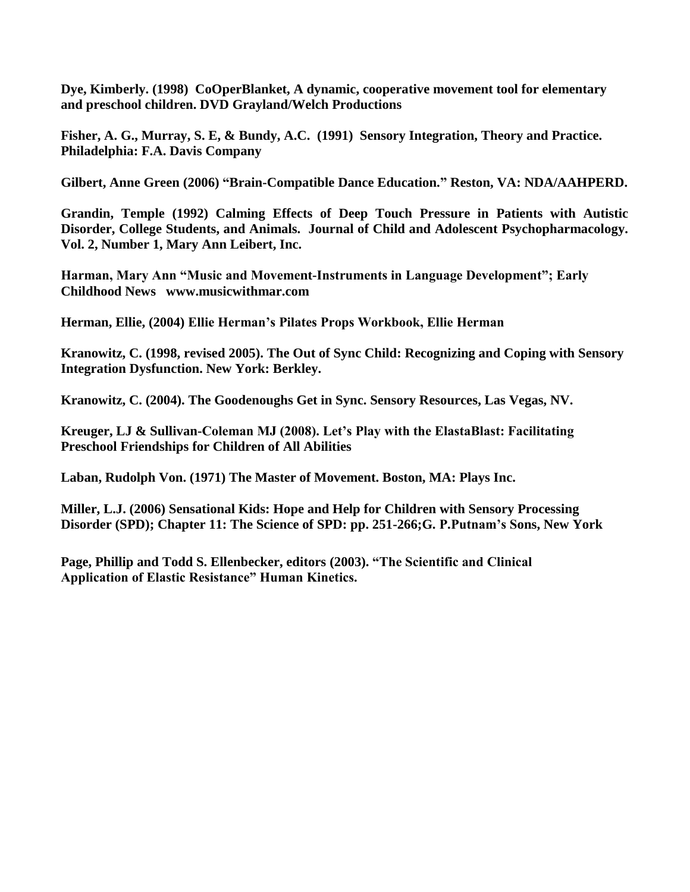**Dye, Kimberly. (1998) CoOperBlanket, A dynamic, cooperative movement tool for elementary and preschool children. DVD Grayland/Welch Productions**

**Fisher, A. G., Murray, S. E, & Bundy, A.C. (1991) Sensory Integration, Theory and Practice. Philadelphia: F.A. Davis Company**

**Gilbert, Anne Green (2006) "Brain-Compatible Dance Education." Reston, VA: NDA/AAHPERD.**

**Grandin, Temple (1992) Calming Effects of Deep Touch Pressure in Patients with Autistic Disorder, College Students, and Animals. Journal of Child and Adolescent Psychopharmacology. Vol. 2, Number 1, Mary Ann Leibert, Inc.**

**Harman, Mary Ann "Music and Movement-Instruments in Language Development"; Early Childhood News www.musicwithmar.com**

**Herman, Ellie, (2004) Ellie Herman's Pilates Props Workbook, Ellie Herman**

**Kranowitz, C. (1998, revised 2005). The Out of Sync Child: Recognizing and Coping with Sensory Integration Dysfunction. New York: Berkley.**

**Kranowitz, C. (2004). The Goodenoughs Get in Sync. Sensory Resources, Las Vegas, NV.**

**Kreuger, LJ & Sullivan-Coleman MJ (2008). Let's Play with the ElastaBlast: Facilitating Preschool Friendships for Children of All Abilities**

**Laban, Rudolph Von. (1971) The Master of Movement. Boston, MA: Plays Inc.**

**Miller, L.J. (2006) Sensational Kids: Hope and Help for Children with Sensory Processing Disorder (SPD); Chapter 11: The Science of SPD: pp. 251-266;G. P.Putnam's Sons, New York**

**Page, Phillip and Todd S. Ellenbecker, editors (2003). "The Scientific and Clinical Application of Elastic Resistance" Human Kinetics.**